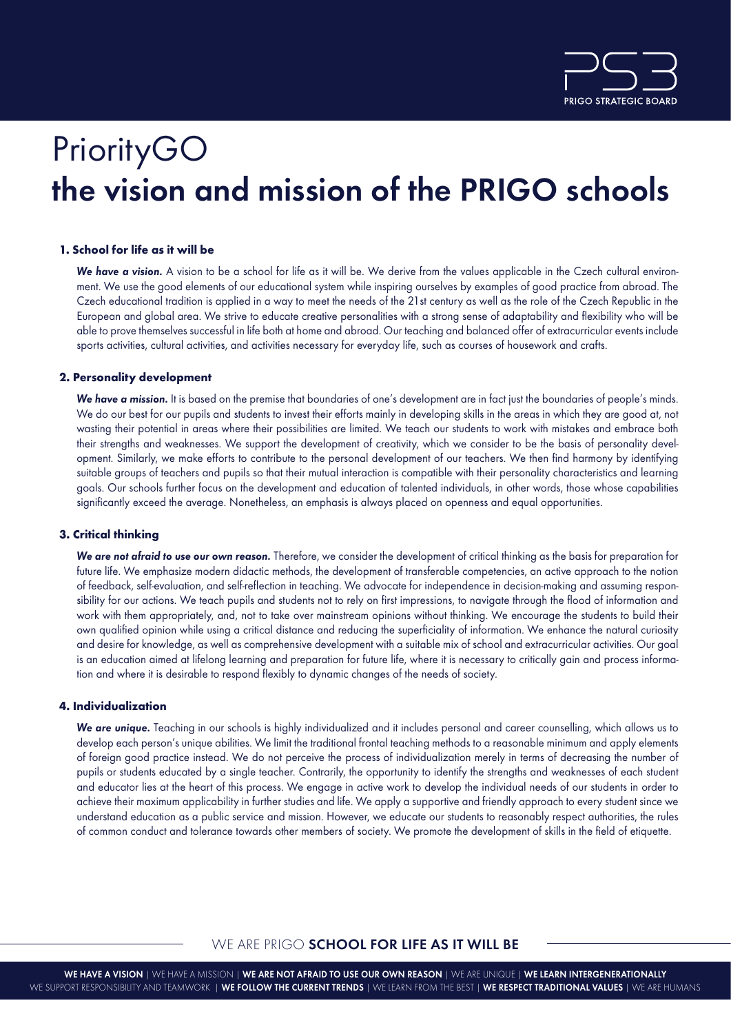# PriorityGO
# the vision and mission of the PRIGO schools

### 1. School for life as it will be

***We have a vision.*** A vision to be a school for life as it will be. We derive from the values applicable in the Czech cultural environment. We use the good elements of our educational system while inspiring ourselves by examples of good practice from abroad. The Czech educational tradition is applied in a way to meet the needs of the 21st century as well as the role of the Czech Republic in the European and global area. We strive to educate creative personalities with a strong sense of adaptability and flexibility who will be able to prove themselves successful in life both at home and abroad. Our teaching and balanced offer of extracurricular events include sports activities, cultural activities, and activities necessary for everyday life, such as courses of housework and crafts.

### 2. Personality development

***We have a mission.*** It is based on the premise that boundaries of one's development are in fact just the boundaries of people's minds. We do our best for our pupils and students to invest their efforts mainly in developing skills in the areas in which they are good at, not wasting their potential in areas where their possibilities are limited. We teach our students to work with mistakes and embrace both their strengths and weaknesses. We support the development of creativity, which we consider to be the basis of personality development. Similarly, we make efforts to contribute to the personal development of our teachers. We then find harmony by identifying suitable groups of teachers and pupils so that their mutual interaction is compatible with their personality characteristics and learning goals. Our schools further focus on the development and education of talented individuals, in other words, those whose capabilities significantly exceed the average. Nonetheless, an emphasis is always placed on openness and equal opportunities.

### 3. Critical thinking

***We are not afraid to use our own reason.*** Therefore, we consider the development of critical thinking as the basis for preparation for future life. We emphasize modern didactic methods, the development of transferable competencies, an active approach to the notion of feedback, self-evaluation, and self-reflection in teaching. We advocate for independence in decision-making and assuming responsibility for our actions. We teach pupils and students not to rely on first impressions, to navigate through the flood of information and work with them appropriately, and, not to take over mainstream opinions without thinking. We encourage the students to build their own qualified opinion while using a critical distance and reducing the superficiality of information. We enhance the natural curiosity and desire for knowledge, as well as comprehensive development with a suitable mix of school and extracurricular activities. Our goal is an education aimed at lifelong learning and preparation for future life, where it is necessary to critically gain and process information and where it is desirable to respond flexibly to dynamic changes of the needs of society.

### 4. Individualization

***We are unique.*** Teaching in our schools is highly individualized and it includes personal and career counselling, which allows us to develop each person's unique abilities. We limit the traditional frontal teaching methods to a reasonable minimum and apply elements of foreign good practice instead. We do not perceive the process of individualization merely in terms of decreasing the number of pupils or students educated by a single teacher. Contrarily, the opportunity to identify the strengths and weaknesses of each student and educator lies at the heart of this process. We engage in active work to develop the individual needs of our students in order to achieve their maximum applicability in further studies and life. We apply a supportive and friendly approach to every student since we understand education as a public service and mission. However, we educate our students to reasonably respect authorities, the rules of common conduct and tolerance towards other members of society. We promote the development of skills in the field of etiquette.

WE ARE PRIGO **SCHOOL FOR LIFE AS IT WILL BE**

**WE HAVE A VISION** | WE HAVE A MISSION | **WE ARE NOT AFRAID TO USE OUR OWN REASON** | WE ARE UNIQUE | **WE LEARN INTERGENERATIONALLY**
WE SUPPORT RESPONSIBILITY AND TEAMWORK | **WE FOLLOW THE CURRENT TRENDS** | WE LEARN FROM THE BEST | **WE RESPECT TRADITIONAL VALUES** | WE ARE HUMANS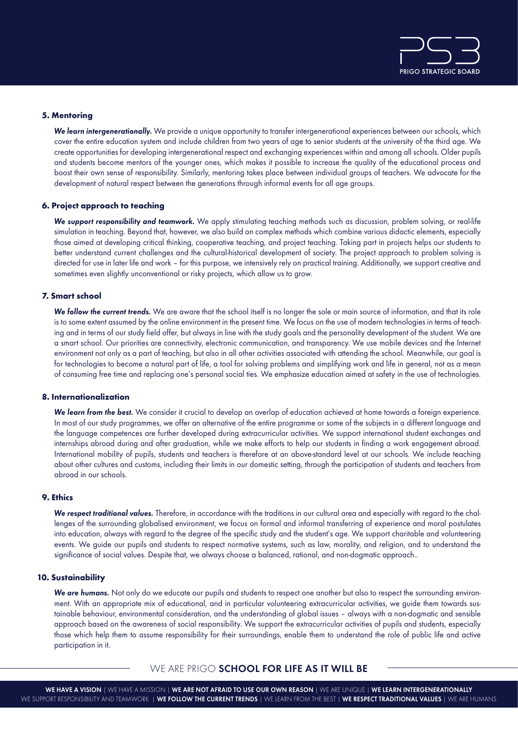### 5. Mentoring

***We learn intergenerationally.*** We provide a unique opportunity to transfer intergenerational experiences between our schools, which cover the entire education system and include children from two years of age to senior students at the university of the third age. We create opportunities for developing intergenerational respect and exchanging experiences within and among all schools. Older pupils and students become mentors of the younger ones, which makes it possible to increase the quality of the educational process and boost their own sense of responsibility. Similarly, mentoring takes place between individual groups of teachers. We advocate for the development of natural respect between the generations through informal events for all age groups.

### 6. Project approach to teaching

***We support responsibility and teamwork.*** We apply stimulating teaching methods such as discussion, problem solving, or real-life simulation in teaching. Beyond that, however, we also build on complex methods which combine various didactic elements, especially those aimed at developing critical thinking, cooperative teaching, and project teaching. Taking part in projects helps our students to better understand current challenges and the cultural-historical development of society. The project approach to problem solving is directed for use in later life and work – for this purpose, we intensively rely on practical training. Additionally, we support creative and sometimes even slightly unconventional or risky projects, which allow us to grow.

### 7. Smart school

***We follow the current trends.*** We are aware that the school itself is no longer the sole or main source of information, and that its role is to some extent assumed by the online environment in the present time. We focus on the use of modern technologies in terms of teaching and in terms of our study field offer, but always in line with the study goals and the personality development of the student. We are a smart school. Our priorities are connectivity, electronic communication, and transparency. We use mobile devices and the Internet environment not only as a part of teaching, but also in all other activities associated with attending the school. Meanwhile, our goal is for technologies to become a natural part of life, a tool for solving problems and simplifying work and life in general, not as a mean of consuming free time and replacing one's personal social ties. We emphasize education aimed at safety in the use of technologies.

### 8. Internationalization

***We learn from the best.*** We consider it crucial to develop an overlap of education achieved at home towards a foreign experience. In most of our study programmes, we offer an alternative of the entire programme or some of the subjects in a different language and the language competences are further developed during extracurricular activities. We support international student exchanges and internships abroad during and after graduation, while we make efforts to help our students in finding a work engagement abroad. International mobility of pupils, students and teachers is therefore at an above-standard level at our schools. We include teaching about other cultures and customs, including their limits in our domestic setting, through the participation of students and teachers from abroad in our schools.

### 9. Ethics

***We respect traditional values.*** Therefore, in accordance with the traditions in our cultural area and especially with regard to the challenges of the surrounding globalised environment, we focus on formal and informal transferring of experience and moral postulates into education, always with regard to the degree of the specific study and the student's age. We support charitable and volunteering events. We guide our pupils and students to respect normative systems, such as law, morality, and religion, and to understand the significance of social values. Despite that, we always choose a balanced, rational, and non-dogmatic approach..

### 10. Sustainability

***We are humans.*** Not only do we educate our pupils and students to respect one another but also to respect the surrounding environment. With an appropriate mix of educational, and in particular volunteering extracurricular activities, we guide them towards sustainable behaviour, environmental consideration, and the understanding of global issues – always with a non-dogmatic and sensible approach based on the awareness of social responsibility. We support the extracurricular activities of pupils and students, especially those which help them to assume responsibility for their surroundings, enable them to understand the role of public life and active participation in it.

WE ARE PRIGO **SCHOOL FOR LIFE AS IT WILL BE**

**WE HAVE A VISION** | WE HAVE A MISSION | **WE ARE NOT AFRAID TO USE OUR OWN REASON** | WE ARE UNIQUE | **WE LEARN INTERGENERATIONALLY**
WE SUPPORT RESPONSIBILITY AND TEAMWORK | **WE FOLLOW THE CURRENT TRENDS** | WE LEARN FROM THE BEST | **WE RESPECT TRADITIONAL VALUES** | WE ARE HUMANS